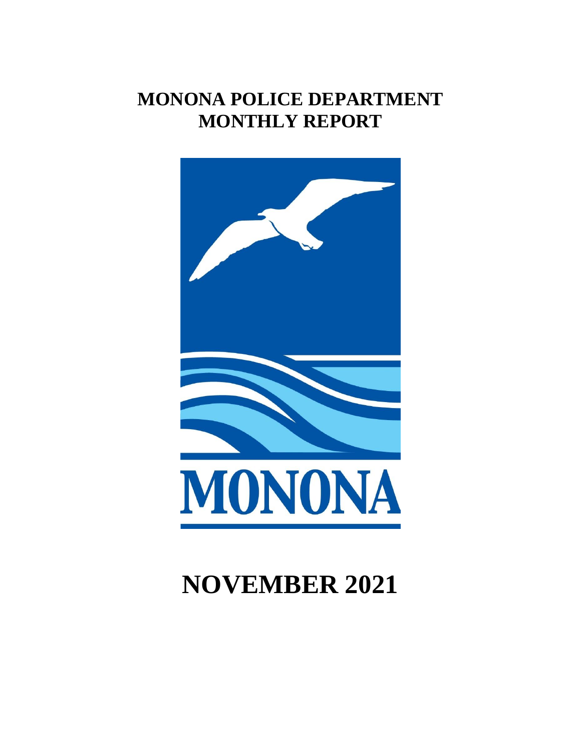# MONONA POLICE DEPARTMENT
# MONTHLY REPORT

MONONA

# NOVEMBER 2021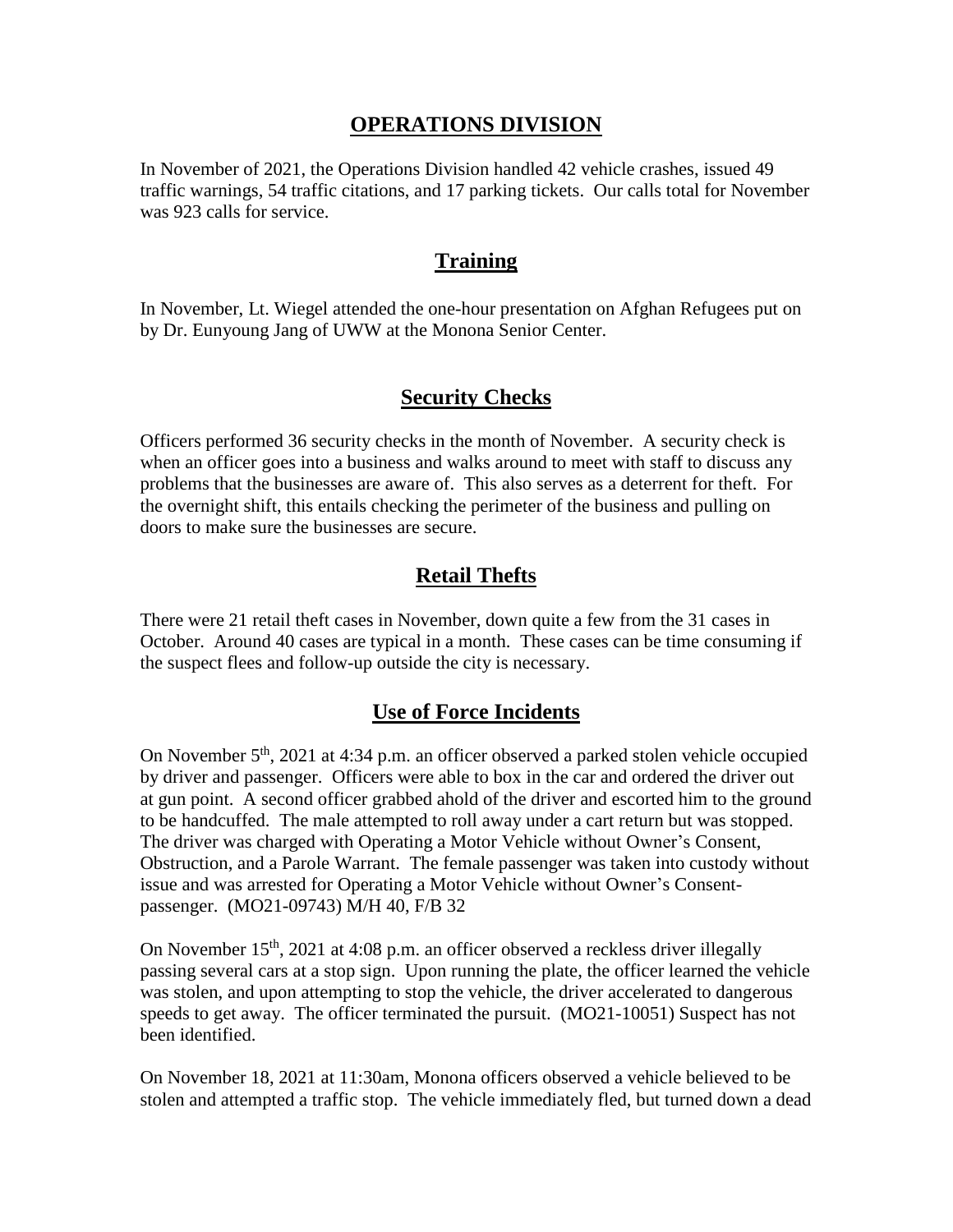## OPERATIONS DIVISION

In November of 2021, the Operations Division handled 42 vehicle crashes, issued 49 traffic warnings, 54 traffic citations, and 17 parking tickets. Our calls total for November was 923 calls for service.

## Training

In November, Lt. Wiegel attended the one-hour presentation on Afghan Refugees put on by Dr. Eunyoung Jang of UWW at the Monona Senior Center.

## Security Checks

Officers performed 36 security checks in the month of November. A security check is when an officer goes into a business and walks around to meet with staff to discuss any problems that the businesses are aware of. This also serves as a deterrent for theft. For the overnight shift, this entails checking the perimeter of the business and pulling on doors to make sure the businesses are secure.

## Retail Thefts

There were 21 retail theft cases in November, down quite a few from the 31 cases in October. Around 40 cases are typical in a month. These cases can be time consuming if the suspect flees and follow-up outside the city is necessary.

## Use of Force Incidents

On November 5th, 2021 at 4:34 p.m. an officer observed a parked stolen vehicle occupied by driver and passenger. Officers were able to box in the car and ordered the driver out at gun point. A second officer grabbed ahold of the driver and escorted him to the ground to be handcuffed. The male attempted to roll away under a cart return but was stopped. The driver was charged with Operating a Motor Vehicle without Owner's Consent, Obstruction, and a Parole Warrant. The female passenger was taken into custody without issue and was arrested for Operating a Motor Vehicle without Owner's Consent-passenger. (MO21-09743) M/H 40, F/B 32

On November 15th, 2021 at 4:08 p.m. an officer observed a reckless driver illegally passing several cars at a stop sign. Upon running the plate, the officer learned the vehicle was stolen, and upon attempting to stop the vehicle, the driver accelerated to dangerous speeds to get away. The officer terminated the pursuit. (MO21-10051) Suspect has not been identified.

On November 18, 2021 at 11:30am, Monona officers observed a vehicle believed to be stolen and attempted a traffic stop. The vehicle immediately fled, but turned down a dead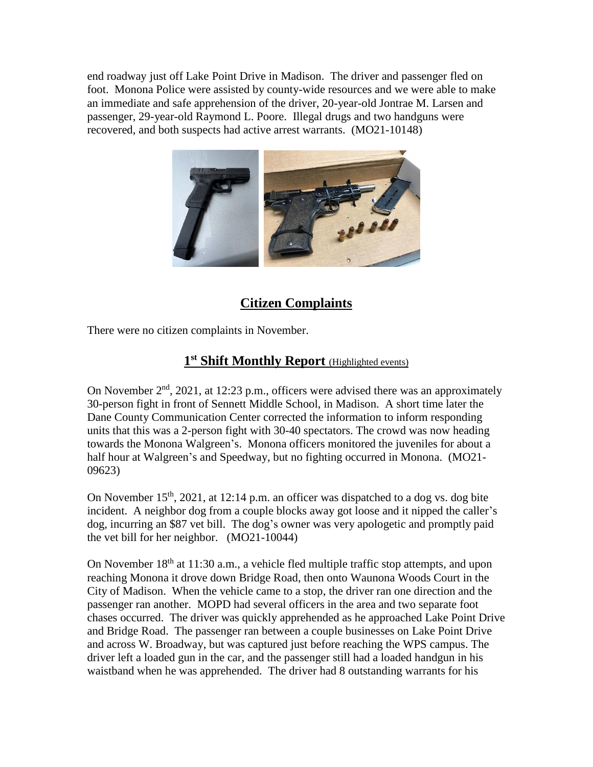end roadway just off Lake Point Drive in Madison. The driver and passenger fled on foot. Monona Police were assisted by county-wide resources and we were able to make an immediate and safe apprehension of the driver, 20-year-old Jontrae M. Larsen and passenger, 29-year-old Raymond L. Poore. Illegal drugs and two handguns were recovered, and both suspects had active arrest warrants. (MO21-10148)

## Citizen Complaints

There were no citizen complaints in November.

## 1st Shift Monthly Report (Highlighted events)

On November 2nd, 2021, at 12:23 p.m., officers were advised there was an approximately 30-person fight in front of Sennett Middle School, in Madison. A short time later the Dane County Communication Center corrected the information to inform responding units that this was a 2-person fight with 30-40 spectators. The crowd was now heading towards the Monona Walgreen's. Monona officers monitored the juveniles for about a half hour at Walgreen's and Speedway, but no fighting occurred in Monona. (MO21-09623)

On November 15th, 2021, at 12:14 p.m. an officer was dispatched to a dog vs. dog bite incident. A neighbor dog from a couple blocks away got loose and it nipped the caller's dog, incurring an $87 vet bill. The dog's owner was very apologetic and promptly paid the vet bill for her neighbor. (MO21-10044)

On November 18th at 11:30 a.m., a vehicle fled multiple traffic stop attempts, and upon reaching Monona it drove down Bridge Road, then onto Waunona Woods Court in the City of Madison. When the vehicle came to a stop, the driver ran one direction and the passenger ran another. MOPD had several officers in the area and two separate foot chases occurred. The driver was quickly apprehended as he approached Lake Point Drive and Bridge Road. The passenger ran between a couple businesses on Lake Point Drive and across W. Broadway, but was captured just before reaching the WPS campus. The driver left a loaded gun in the car, and the passenger still had a loaded handgun in his waistband when he was apprehended. The driver had 8 outstanding warrants for his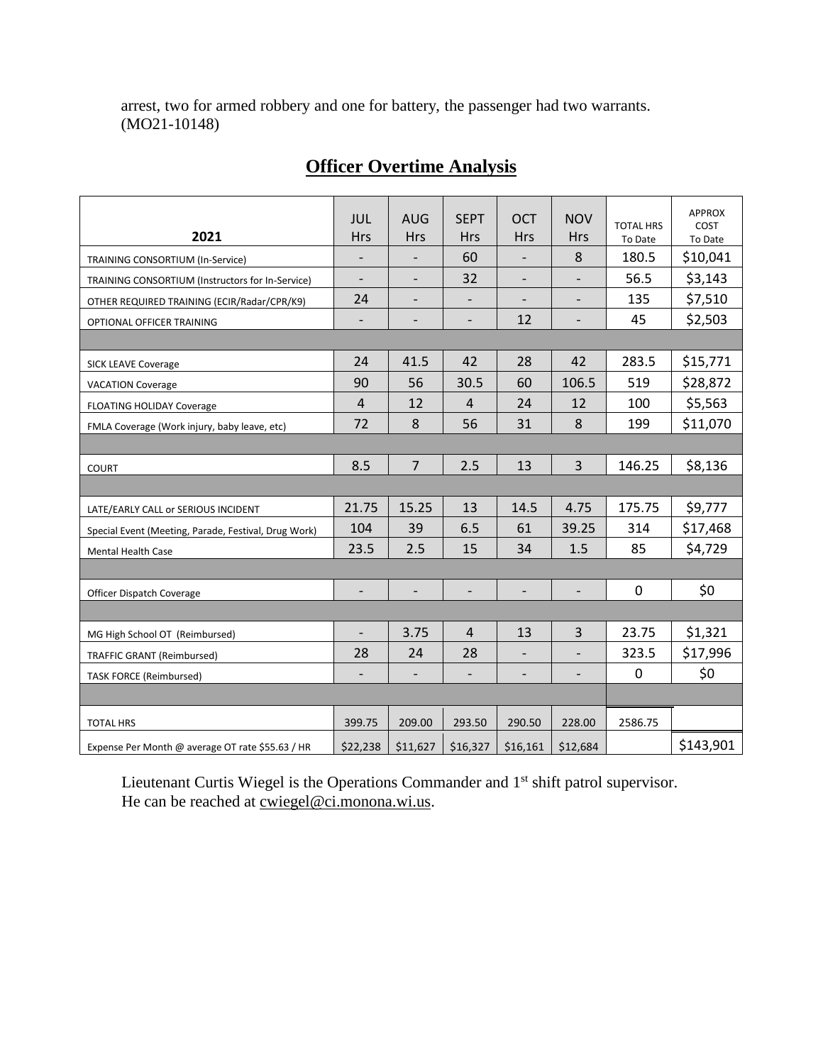arrest, two for armed robbery and one for battery, the passenger had two warrants. (MO21-10148)

## Officer Overtime Analysis

| 2021 | JUL Hrs | AUG Hrs | SEPT Hrs | OCT Hrs | NOV Hrs | TOTAL HRS To Date | APPROX COST To Date |
|---|---|---|---|---|---|---|---|
| TRAINING CONSORTIUM (In-Service) | - | - | 60 | - | 8 | 180.5 | $10,041 |
| TRAINING CONSORTIUM (Instructors for In-Service) | - | - | 32 | - | - | 56.5 | $3,143 |
| OTHER REQUIRED TRAINING (ECIR/Radar/CPR/K9) | 24 | - | - | - | - | 135 | $7,510 |
| OPTIONAL OFFICER TRAINING | - | - | - | 12 | - | 45 | $2,503 |
| | | | | | | | |
| SICK LEAVE Coverage | 24 | 41.5 | 42 | 28 | 42 | 283.5 | $15,771 |
| VACATION Coverage | 90 | 56 | 30.5 | 60 | 106.5 | 519 | $28,872 |
| FLOATING HOLIDAY Coverage | 4 | 12 | 4 | 24 | 12 | 100 | $5,563 |
| FMLA Coverage (Work injury, baby leave, etc) | 72 | 8 | 56 | 31 | 8 | 199 | $11,070 |
| | | | | | | | |
| COURT | 8.5 | 7 | 2.5 | 13 | 3 | 146.25 | $8,136 |
| | | | | | | | |
| LATE/EARLY CALL or SERIOUS INCIDENT | 21.75 | 15.25 | 13 | 14.5 | 4.75 | 175.75 | $9,777 |
| Special Event (Meeting, Parade, Festival, Drug Work) | 104 | 39 | 6.5 | 61 | 39.25 | 314 | $17,468 |
| Mental Health Case | 23.5 | 2.5 | 15 | 34 | 1.5 | 85 | $4,729 |
| | | | | | | | |
| Officer Dispatch Coverage | - | - | - | - | - | 0 | $0 |
| | | | | | | | |
| MG High School OT (Reimbursed) | - | 3.75 | 4 | 13 | 3 | 23.75 | $1,321 |
| TRAFFIC GRANT (Reimbursed) | 28 | 24 | 28 | - | - | 323.5 | $17,996 |
| TASK FORCE (Reimbursed) | - | - | - | - | - | 0 | $0 |
| | | | | | | | |
| TOTAL HRS | 399.75 | 209.00 | 293.50 | 290.50 | 228.00 | 2586.75 | |
| Expense Per Month @ average OT rate $55.63 / HR | $22,238 | $11,627 | $16,327 | $16,161 | $12,684 | | $143,901 |

Lieutenant Curtis Wiegel is the Operations Commander and 1st shift patrol supervisor. He can be reached at cwiegel@ci.monona.wi.us.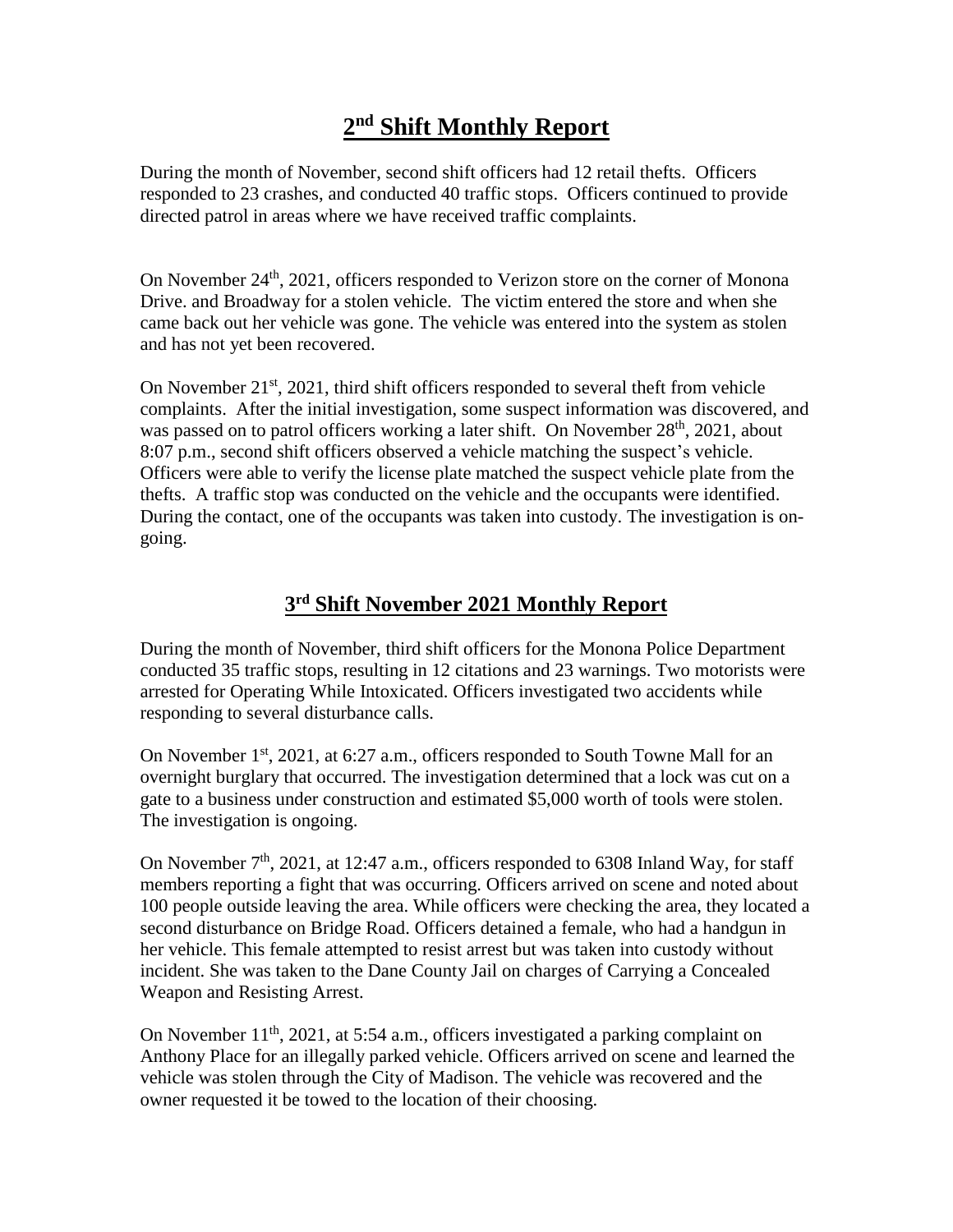# 2nd Shift Monthly Report

During the month of November, second shift officers had 12 retail thefts. Officers responded to 23 crashes, and conducted 40 traffic stops. Officers continued to provide directed patrol in areas where we have received traffic complaints.

On November 24th, 2021, officers responded to Verizon store on the corner of Monona Drive. and Broadway for a stolen vehicle. The victim entered the store and when she came back out her vehicle was gone. The vehicle was entered into the system as stolen and has not yet been recovered.

On November 21st, 2021, third shift officers responded to several theft from vehicle complaints. After the initial investigation, some suspect information was discovered, and was passed on to patrol officers working a later shift. On November 28th, 2021, about 8:07 p.m., second shift officers observed a vehicle matching the suspect's vehicle. Officers were able to verify the license plate matched the suspect vehicle plate from the thefts. A traffic stop was conducted on the vehicle and the occupants were identified. During the contact, one of the occupants was taken into custody. The investigation is on-going.

# 3rd Shift November 2021 Monthly Report

During the month of November, third shift officers for the Monona Police Department conducted 35 traffic stops, resulting in 12 citations and 23 warnings. Two motorists were arrested for Operating While Intoxicated. Officers investigated two accidents while responding to several disturbance calls.

On November 1st, 2021, at 6:27 a.m., officers responded to South Towne Mall for an overnight burglary that occurred. The investigation determined that a lock was cut on a gate to a business under construction and estimated $5,000 worth of tools were stolen. The investigation is ongoing.

On November 7th, 2021, at 12:47 a.m., officers responded to 6308 Inland Way, for staff members reporting a fight that was occurring. Officers arrived on scene and noted about 100 people outside leaving the area. While officers were checking the area, they located a second disturbance on Bridge Road. Officers detained a female, who had a handgun in her vehicle. This female attempted to resist arrest but was taken into custody without incident. She was taken to the Dane County Jail on charges of Carrying a Concealed Weapon and Resisting Arrest.

On November 11th, 2021, at 5:54 a.m., officers investigated a parking complaint on Anthony Place for an illegally parked vehicle. Officers arrived on scene and learned the vehicle was stolen through the City of Madison. The vehicle was recovered and the owner requested it be towed to the location of their choosing.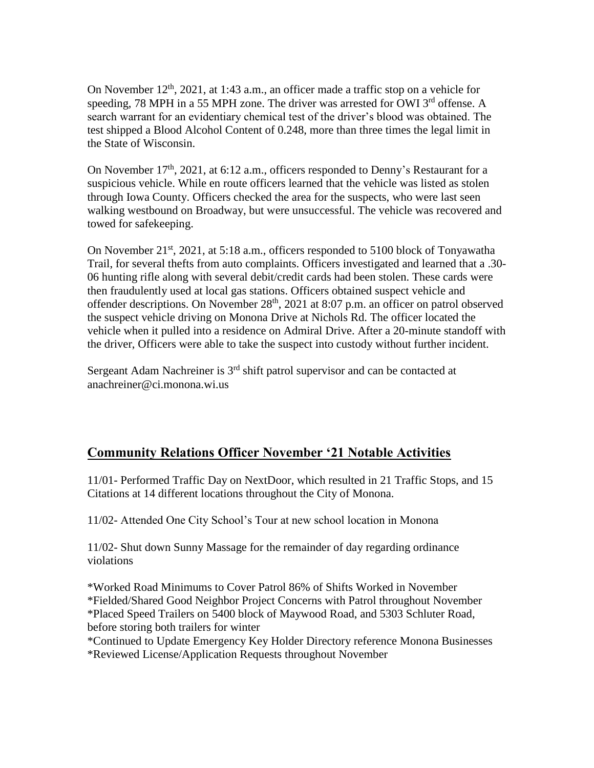On November 12th, 2021, at 1:43 a.m., an officer made a traffic stop on a vehicle for speeding, 78 MPH in a 55 MPH zone. The driver was arrested for OWI 3rd offense. A search warrant for an evidentiary chemical test of the driver's blood was obtained. The test shipped a Blood Alcohol Content of 0.248, more than three times the legal limit in the State of Wisconsin.

On November 17th, 2021, at 6:12 a.m., officers responded to Denny's Restaurant for a suspicious vehicle. While en route officers learned that the vehicle was listed as stolen through Iowa County. Officers checked the area for the suspects, who were last seen walking westbound on Broadway, but were unsuccessful. The vehicle was recovered and towed for safekeeping.

On November 21st, 2021, at 5:18 a.m., officers responded to 5100 block of Tonyawatha Trail, for several thefts from auto complaints. Officers investigated and learned that a .30-06 hunting rifle along with several debit/credit cards had been stolen. These cards were then fraudulently used at local gas stations. Officers obtained suspect vehicle and offender descriptions. On November 28th, 2021 at 8:07 p.m. an officer on patrol observed the suspect vehicle driving on Monona Drive at Nichols Rd. The officer located the vehicle when it pulled into a residence on Admiral Drive. After a 20-minute standoff with the driver, Officers were able to take the suspect into custody without further incident.

Sergeant Adam Nachreiner is 3rd shift patrol supervisor and can be contacted at anachreiner@ci.monona.wi.us

## Community Relations Officer November '21 Notable Activities

11/01- Performed Traffic Day on NextDoor, which resulted in 21 Traffic Stops, and 15 Citations at 14 different locations throughout the City of Monona.

11/02- Attended One City School's Tour at new school location in Monona

11/02- Shut down Sunny Massage for the remainder of day regarding ordinance violations

*Worked Road Minimums to Cover Patrol 86% of Shifts Worked in November
*Fielded/Shared Good Neighbor Project Concerns with Patrol throughout November
*Placed Speed Trailers on 5400 block of Maywood Road, and 5303 Schluter Road, before storing both trailers for winter
*Continued to Update Emergency Key Holder Directory reference Monona Businesses
*Reviewed License/Application Requests throughout November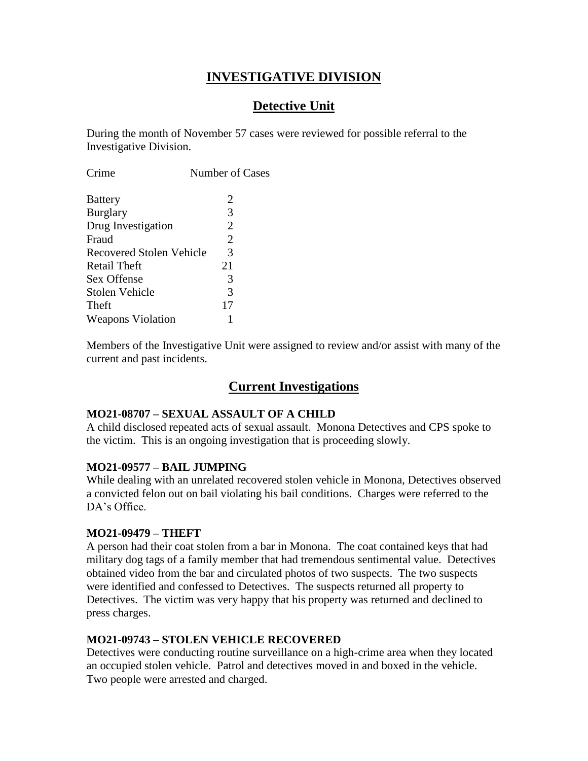# INVESTIGATIVE DIVISION

## Detective Unit

During the month of November 57 cases were reviewed for possible referral to the Investigative Division.

| Crime | Number of Cases |
|---|---|
| Battery | 2 |
| Burglary | 3 |
| Drug Investigation | 2 |
| Fraud | 2 |
| Recovered Stolen Vehicle | 3 |
| Retail Theft | 21 |
| Sex Offense | 3 |
| Stolen Vehicle | 3 |
| Theft | 17 |
| Weapons Violation | 1 |

Members of the Investigative Unit were assigned to review and/or assist with many of the current and past incidents.

## Current Investigations

**MO21-08707 – SEXUAL ASSAULT OF A CHILD**
A child disclosed repeated acts of sexual assault. Monona Detectives and CPS spoke to the victim. This is an ongoing investigation that is proceeding slowly.

**MO21-09577 – BAIL JUMPING**
While dealing with an unrelated recovered stolen vehicle in Monona, Detectives observed a convicted felon out on bail violating his bail conditions. Charges were referred to the DA's Office.

**MO21-09479 – THEFT**
A person had their coat stolen from a bar in Monona. The coat contained keys that had military dog tags of a family member that had tremendous sentimental value. Detectives obtained video from the bar and circulated photos of two suspects. The two suspects were identified and confessed to Detectives. The suspects returned all property to Detectives. The victim was very happy that his property was returned and declined to press charges.

**MO21-09743 – STOLEN VEHICLE RECOVERED**
Detectives were conducting routine surveillance on a high-crime area when they located an occupied stolen vehicle. Patrol and detectives moved in and boxed in the vehicle. Two people were arrested and charged.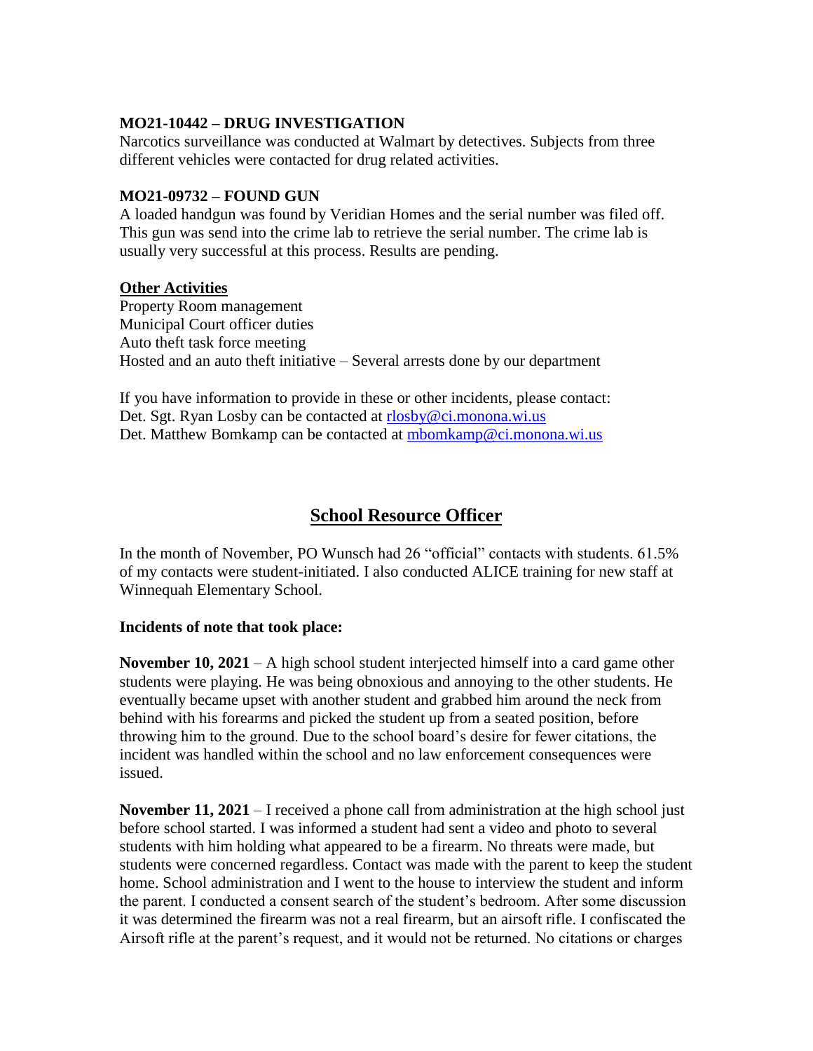**MO21-10442 – DRUG INVESTIGATION**
Narcotics surveillance was conducted at Walmart by detectives. Subjects from three different vehicles were contacted for drug related activities.

**MO21-09732 – FOUND GUN**
A loaded handgun was found by Veridian Homes and the serial number was filed off. This gun was send into the crime lab to retrieve the serial number. The crime lab is usually very successful at this process. Results are pending.

**Other Activities**

Property Room management
Municipal Court officer duties
Auto theft task force meeting
Hosted and an auto theft initiative – Several arrests done by our department

If you have information to provide in these or other incidents, please contact:
Det. Sgt. Ryan Losby can be contacted at rlosby@ci.monona.wi.us
Det. Matthew Bomkamp can be contacted at mbomkamp@ci.monona.wi.us

## School Resource Officer

In the month of November, PO Wunsch had 26 "official" contacts with students. 61.5% of my contacts were student-initiated. I also conducted ALICE training for new staff at Winnequah Elementary School.

**Incidents of note that took place:**

**November 10, 2021** – A high school student interjected himself into a card game other students were playing. He was being obnoxious and annoying to the other students. He eventually became upset with another student and grabbed him around the neck from behind with his forearms and picked the student up from a seated position, before throwing him to the ground. Due to the school board's desire for fewer citations, the incident was handled within the school and no law enforcement consequences were issued.

**November 11, 2021** – I received a phone call from administration at the high school just before school started. I was informed a student had sent a video and photo to several students with him holding what appeared to be a firearm. No threats were made, but students were concerned regardless. Contact was made with the parent to keep the student home. School administration and I went to the house to interview the student and inform the parent. I conducted a consent search of the student's bedroom. After some discussion it was determined the firearm was not a real firearm, but an airsoft rifle. I confiscated the Airsoft rifle at the parent's request, and it would not be returned. No citations or charges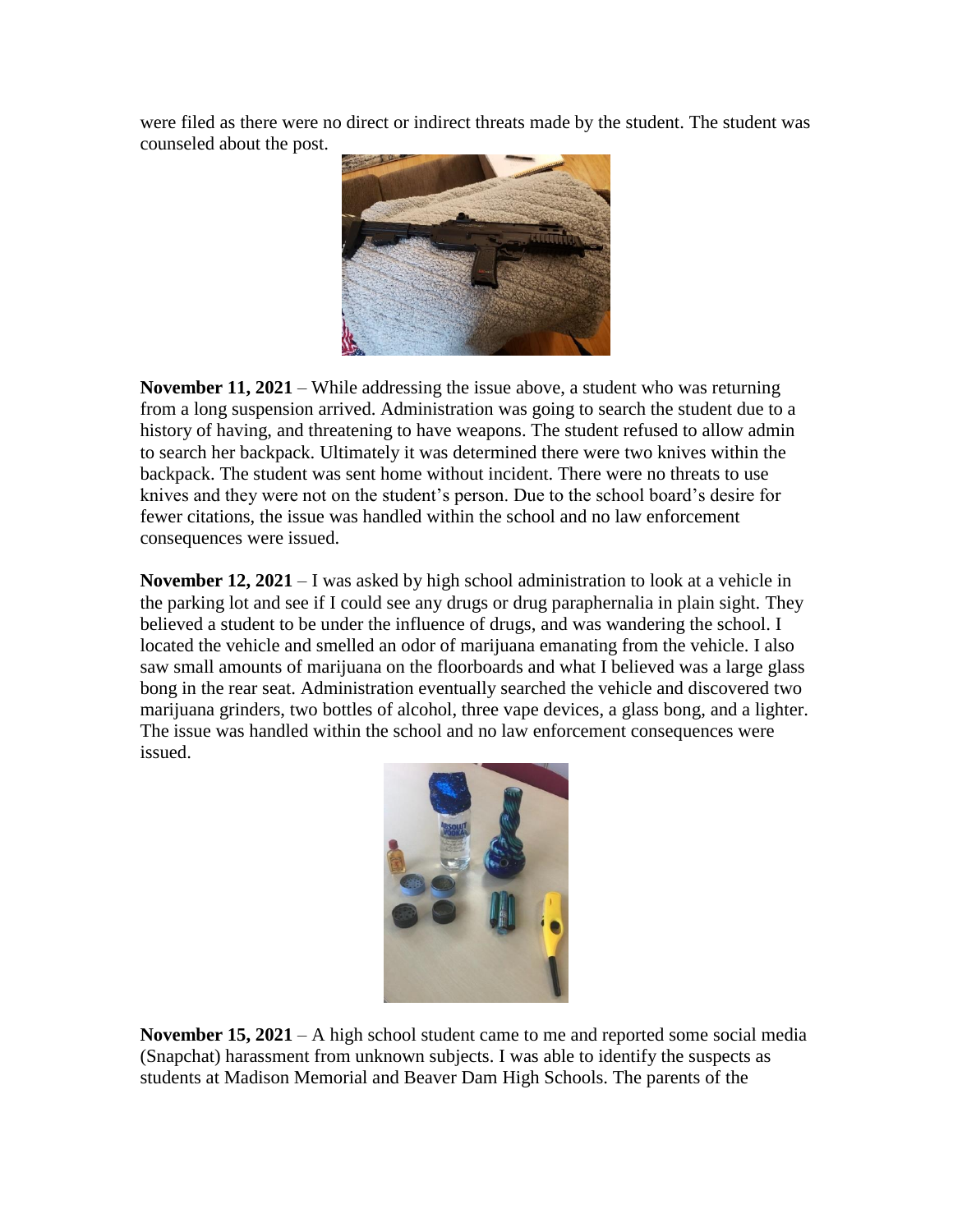were filed as there were no direct or indirect threats made by the student. The student was counseled about the post.

**November 11, 2021** – While addressing the issue above, a student who was returning from a long suspension arrived. Administration was going to search the student due to a history of having, and threatening to have weapons. The student refused to allow admin to search her backpack. Ultimately it was determined there were two knives within the backpack. The student was sent home without incident. There were no threats to use knives and they were not on the student's person. Due to the school board's desire for fewer citations, the issue was handled within the school and no law enforcement consequences were issued.

**November 12, 2021** – I was asked by high school administration to look at a vehicle in the parking lot and see if I could see any drugs or drug paraphernalia in plain sight. They believed a student to be under the influence of drugs, and was wandering the school. I located the vehicle and smelled an odor of marijuana emanating from the vehicle. I also saw small amounts of marijuana on the floorboards and what I believed was a large glass bong in the rear seat. Administration eventually searched the vehicle and discovered two marijuana grinders, two bottles of alcohol, three vape devices, a glass bong, and a lighter. The issue was handled within the school and no law enforcement consequences were issued.

**November 15, 2021** – A high school student came to me and reported some social media (Snapchat) harassment from unknown subjects. I was able to identify the suspects as students at Madison Memorial and Beaver Dam High Schools. The parents of the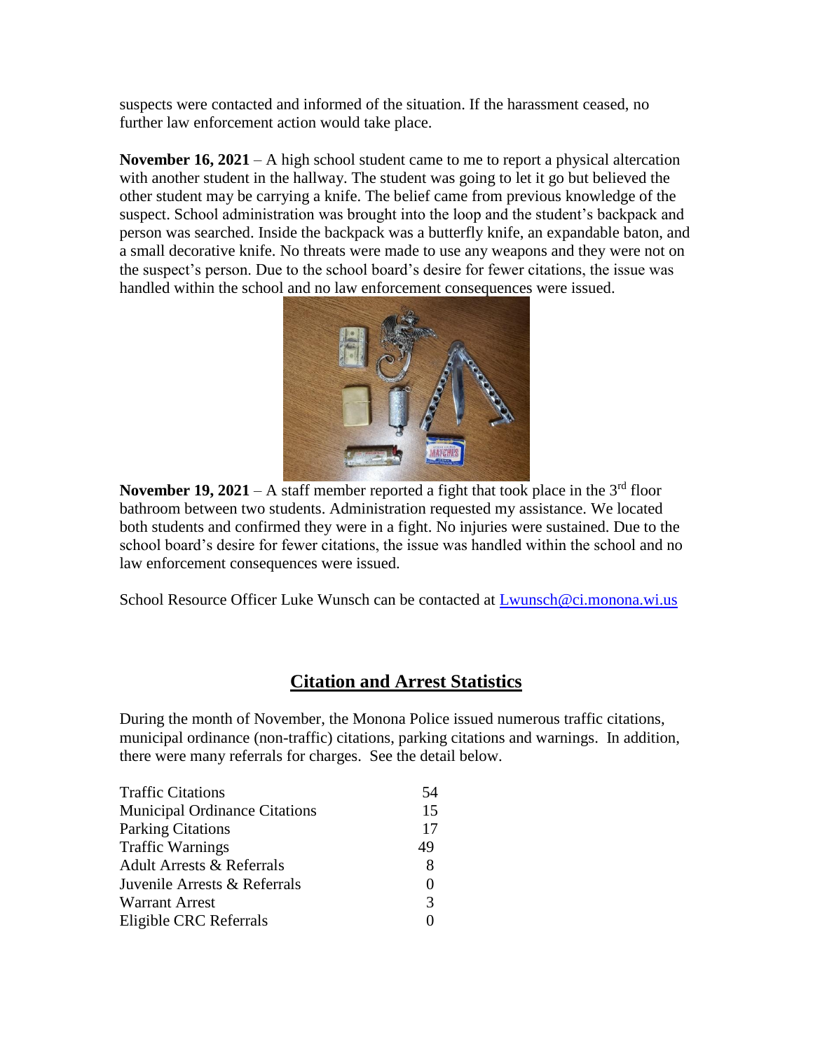suspects were contacted and informed of the situation. If the harassment ceased, no further law enforcement action would take place.

**November 16, 2021** – A high school student came to me to report a physical altercation with another student in the hallway. The student was going to let it go but believed the other student may be carrying a knife. The belief came from previous knowledge of the suspect. School administration was brought into the loop and the student's backpack and person was searched. Inside the backpack was a butterfly knife, an expandable baton, and a small decorative knife. No threats were made to use any weapons and they were not on the suspect's person. Due to the school board's desire for fewer citations, the issue was handled within the school and no law enforcement consequences were issued.

**November 19, 2021** – A staff member reported a fight that took place in the 3rd floor bathroom between two students. Administration requested my assistance. We located both students and confirmed they were in a fight. No injuries were sustained. Due to the school board's desire for fewer citations, the issue was handled within the school and no law enforcement consequences were issued.

School Resource Officer Luke Wunsch can be contacted at Lwunsch@ci.monona.wi.us

## Citation and Arrest Statistics

During the month of November, the Monona Police issued numerous traffic citations, municipal ordinance (non-traffic) citations, parking citations and warnings. In addition, there were many referrals for charges. See the detail below.

| | |
|---|---|
| Traffic Citations | 54 |
| Municipal Ordinance Citations | 15 |
| Parking Citations | 17 |
| Traffic Warnings | 49 |
| Adult Arrests & Referrals | 8 |
| Juvenile Arrests & Referrals | 0 |
| Warrant Arrest | 3 |
| Eligible CRC Referrals | 0 |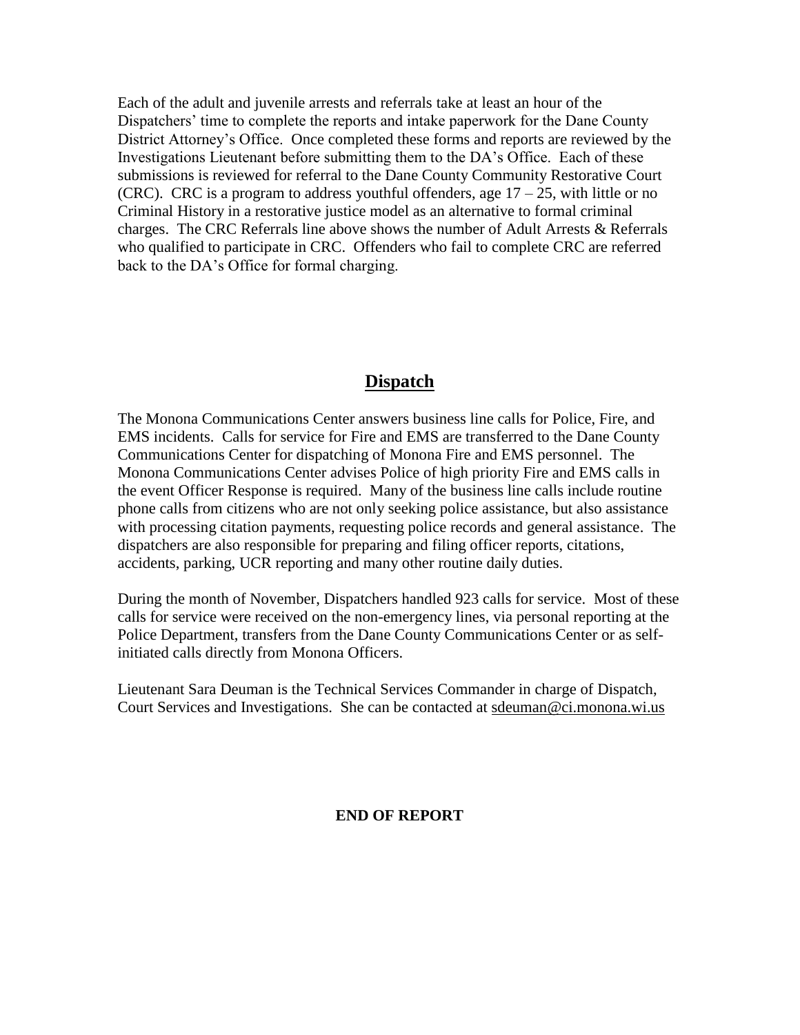Each of the adult and juvenile arrests and referrals take at least an hour of the Dispatchers' time to complete the reports and intake paperwork for the Dane County District Attorney's Office. Once completed these forms and reports are reviewed by the Investigations Lieutenant before submitting them to the DA's Office. Each of these submissions is reviewed for referral to the Dane County Community Restorative Court (CRC). CRC is a program to address youthful offenders, age 17 – 25, with little or no Criminal History in a restorative justice model as an alternative to formal criminal charges. The CRC Referrals line above shows the number of Adult Arrests & Referrals who qualified to participate in CRC. Offenders who fail to complete CRC are referred back to the DA's Office for formal charging.

## Dispatch

The Monona Communications Center answers business line calls for Police, Fire, and EMS incidents. Calls for service for Fire and EMS are transferred to the Dane County Communications Center for dispatching of Monona Fire and EMS personnel. The Monona Communications Center advises Police of high priority Fire and EMS calls in the event Officer Response is required. Many of the business line calls include routine phone calls from citizens who are not only seeking police assistance, but also assistance with processing citation payments, requesting police records and general assistance. The dispatchers are also responsible for preparing and filing officer reports, citations, accidents, parking, UCR reporting and many other routine daily duties.

During the month of November, Dispatchers handled 923 calls for service. Most of these calls for service were received on the non-emergency lines, via personal reporting at the Police Department, transfers from the Dane County Communications Center or as self-initiated calls directly from Monona Officers.

Lieutenant Sara Deuman is the Technical Services Commander in charge of Dispatch, Court Services and Investigations. She can be contacted at sdeuman@ci.monona.wi.us

**END OF REPORT**